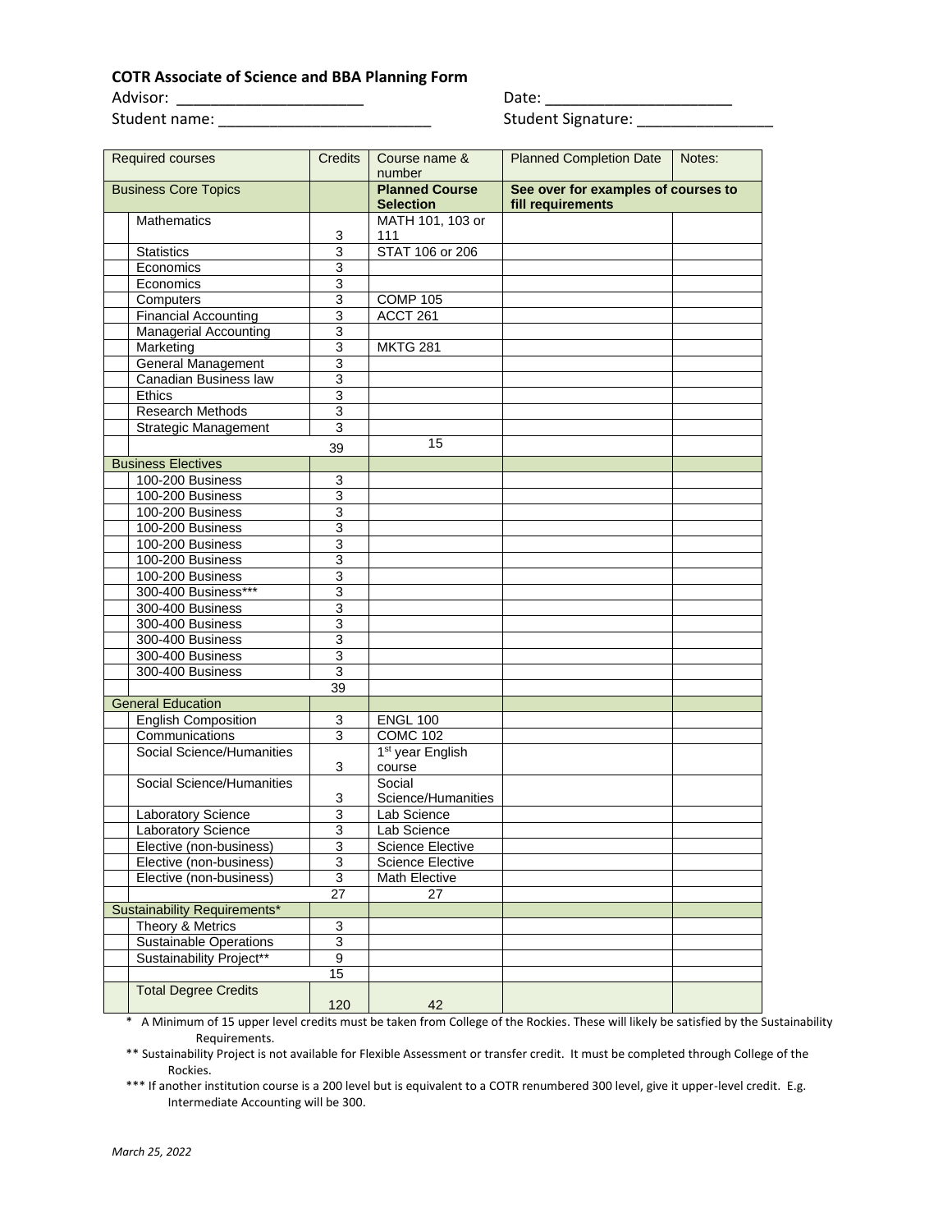**COTR Associate of Science and BBA Planning Form**

Advisor: ______________________ Date: ______________________

Student name: _________________________ Student Signature: ________________

| Required courses | Credits | Course name & number | Planned Completion Date | Notes: |
|---|---|---|---|---|
| Business Core Topics | | **Planned Course Selection** | **See over for examples of courses to fill requirements** | |
| Mathematics | 3 | MATH 101, 103 or 111 | | |
| Statistics | 3 | STAT 106 or 206 | | |
| Economics | 3 | | | |
| Economics | 3 | | | |
| Computers | 3 | COMP 105 | | |
| Financial Accounting | 3 | ACCT 261 | | |
| Managerial Accounting | 3 | | | |
| Marketing | 3 | MKTG 281 | | |
| General Management | 3 | | | |
| Canadian Business law | 3 | | | |
| Ethics | 3 | | | |
| Research Methods | 3 | | | |
| Strategic Management | 3 | | | |
| | 39 | 15 | | |
| Business Electives | | | | |
| 100-200 Business | 3 | | | |
| 100-200 Business | 3 | | | |
| 100-200 Business | 3 | | | |
| 100-200 Business | 3 | | | |
| 100-200 Business | 3 | | | |
| 100-200 Business | 3 | | | |
| 100-200 Business | 3 | | | |
| 300-400 Business*** | 3 | | | |
| 300-400 Business | 3 | | | |
| 300-400 Business | 3 | | | |
| 300-400 Business | 3 | | | |
| 300-400 Business | 3 | | | |
| 300-400 Business | 3 | | | |
| | 39 | | | |
| General Education | | | | |
| English Composition | 3 | ENGL 100 | | |
| Communications | 3 | COMC 102 | | |
| Social Science/Humanities | 3 | 1st year English course | | |
| Social Science/Humanities | 3 | Social Science/Humanities | | |
| Laboratory Science | 3 | Lab Science | | |
| Laboratory Science | 3 | Lab Science | | |
| Elective (non-business) | 3 | Science Elective | | |
| Elective (non-business) | 3 | Science Elective | | |
| Elective (non-business) | 3 | Math Elective | | |
| | 27 | 27 | | |
| Sustainability Requirements* | | | | |
| Theory & Metrics | 3 | | | |
| Sustainable Operations | 3 | | | |
| Sustainability Project** | 9 | | | |
| | 15 | | | |
| Total Degree Credits | 120 | 42 | | |

\* A Minimum of 15 upper level credits must be taken from College of the Rockies. These will likely be satisfied by the Sustainability Requirements.

** Sustainability Project is not available for Flexible Assessment or transfer credit. It must be completed through College of the Rockies.

*** If another institution course is a 200 level but is equivalent to a COTR renumbered 300 level, give it upper-level credit. E.g. Intermediate Accounting will be 300.

*March 25, 2022*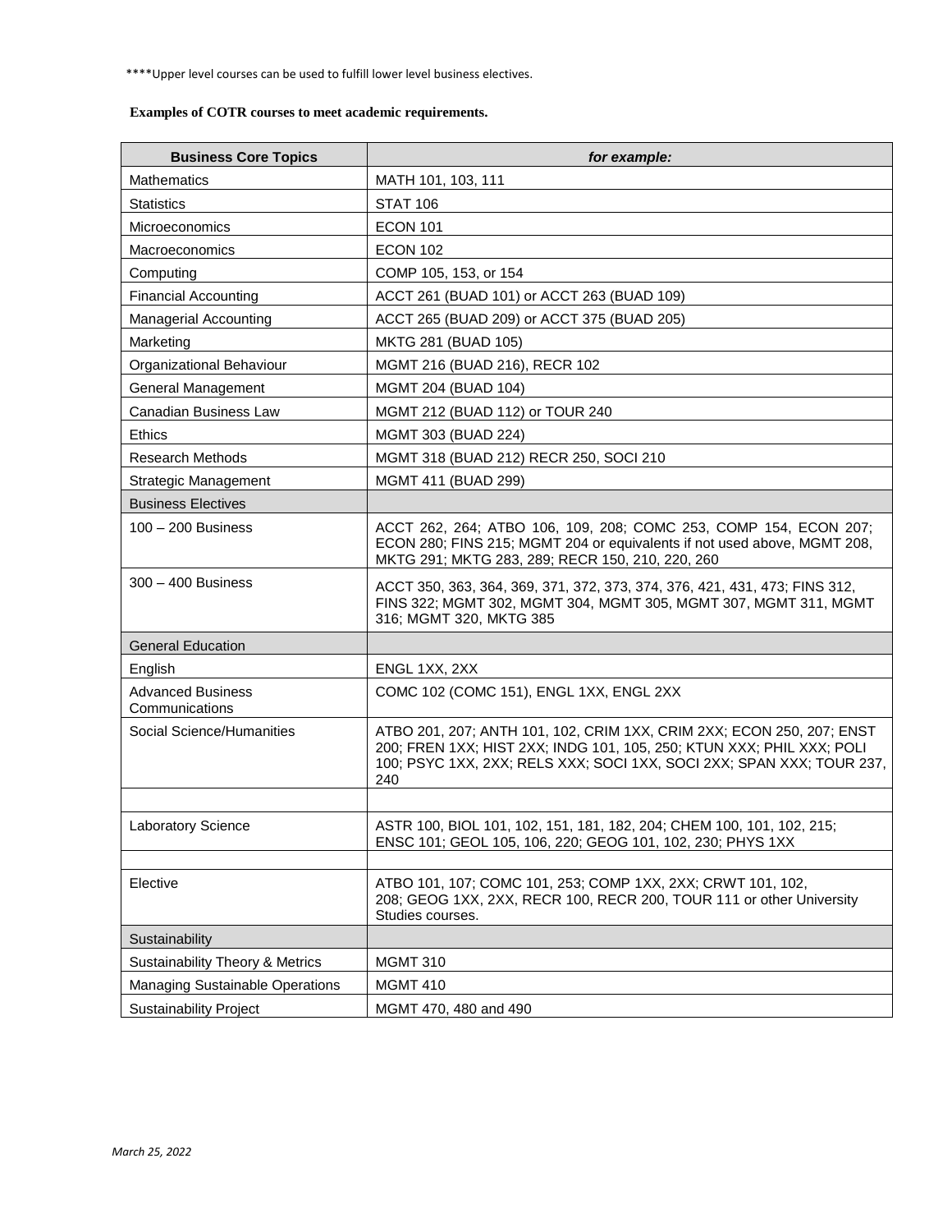****Upper level courses can be used to fulfill lower level business electives.

**Examples of COTR courses to meet academic requirements.**

| Business Core Topics | *for example:* |
|---|---|
| Mathematics | MATH 101, 103, 111 |
| Statistics | STAT 106 |
| Microeconomics | ECON 101 |
| Macroeconomics | ECON 102 |
| Computing | COMP 105, 153, or 154 |
| Financial Accounting | ACCT 261 (BUAD 101) or ACCT 263 (BUAD 109) |
| Managerial Accounting | ACCT 265 (BUAD 209) or ACCT 375 (BUAD 205) |
| Marketing | MKTG 281 (BUAD 105) |
| Organizational Behaviour | MGMT 216 (BUAD 216), RECR 102 |
| General Management | MGMT 204 (BUAD 104) |
| Canadian Business Law | MGMT 212 (BUAD 112) or TOUR 240 |
| Ethics | MGMT 303 (BUAD 224) |
| Research Methods | MGMT 318 (BUAD 212) RECR 250, SOCI 210 |
| Strategic Management | MGMT 411 (BUAD 299) |
| Business Electives | |
| 100 – 200 Business | ACCT 262, 264; ATBO 106, 109, 208; COMC 253, COMP 154, ECON 207; ECON 280; FINS 215; MGMT 204 or equivalents if not used above, MGMT 208, MKTG 291; MKTG 283, 289; RECR 150, 210, 220, 260 |
| 300 – 400 Business | ACCT 350, 363, 364, 369, 371, 372, 373, 374, 376, 421, 431, 473; FINS 312, FINS 322; MGMT 302, MGMT 304, MGMT 305, MGMT 307, MGMT 311, MGMT 316; MGMT 320, MKTG 385 |
| General Education | |
| English | ENGL 1XX, 2XX |
| Advanced Business Communications | COMC 102 (COMC 151), ENGL 1XX, ENGL 2XX |
| Social Science/Humanities | ATBO 201, 207; ANTH 101, 102, CRIM 1XX, CRIM 2XX; ECON 250, 207; ENST 200; FREN 1XX; HIST 2XX; INDG 101, 105, 250; KTUN XXX; PHIL XXX; POLI 100; PSYC 1XX, 2XX; RELS XXX; SOCI 1XX, SOCI 2XX; SPAN XXX; TOUR 237, 240 |
| | |
| Laboratory Science | ASTR 100, BIOL 101, 102, 151, 181, 182, 204; CHEM 100, 101, 102, 215; ENSC 101; GEOL 105, 106, 220; GEOG 101, 102, 230; PHYS 1XX |
| | |
| Elective | ATBO 101, 107; COMC 101, 253; COMP 1XX, 2XX; CRWT 101, 102, 208; GEOG 1XX, 2XX, RECR 100, RECR 200, TOUR 111 or other University Studies courses. |
| Sustainability | |
| Sustainability Theory & Metrics | MGMT 310 |
| Managing Sustainable Operations | MGMT 410 |
| Sustainability Project | MGMT 470, 480 and 490 |

*March 25, 2022*